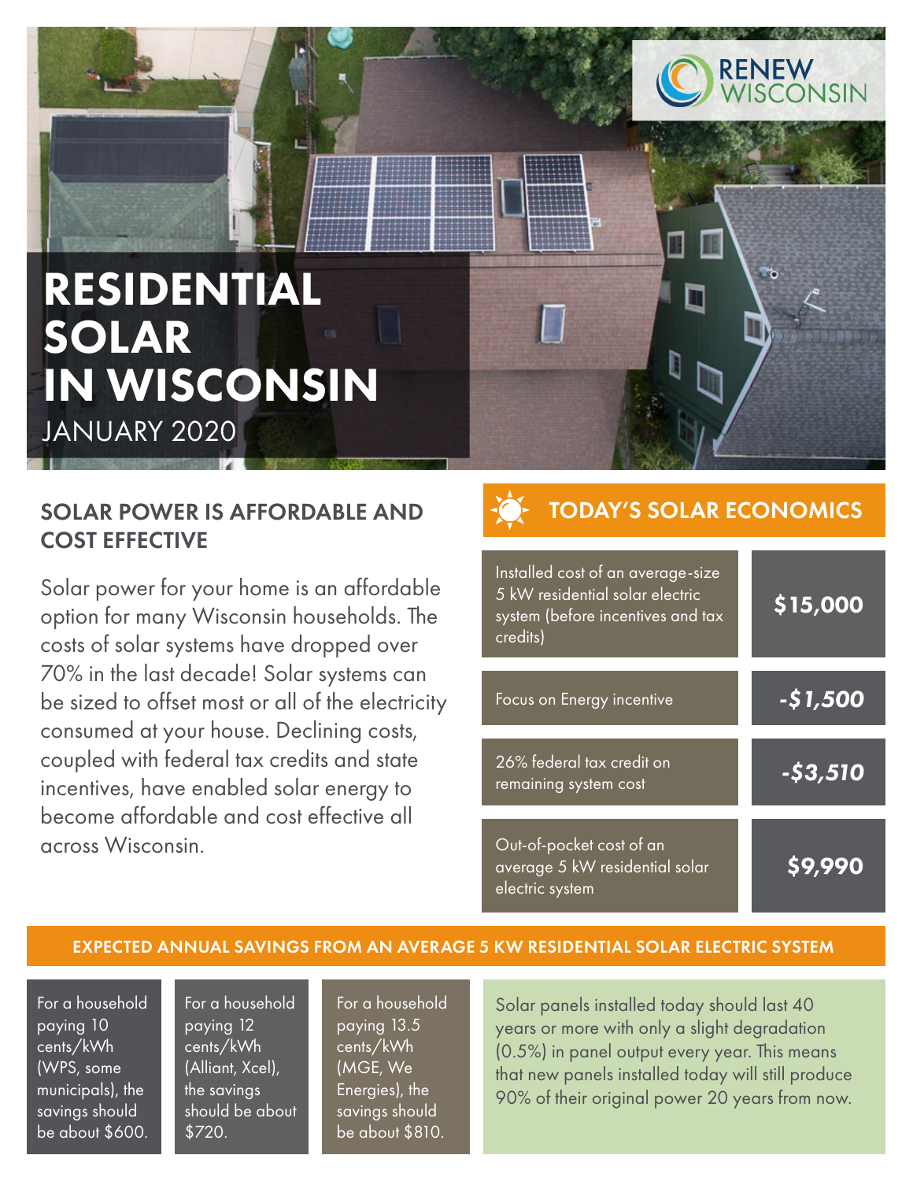RENEW WISCONSIN

# RESIDENTIAL SOLAR IN WISCONSIN

JANUARY 2020

## SOLAR POWER IS AFFORDABLE AND COST EFFECTIVE

Solar power for your home is an affordable option for many Wisconsin households. The costs of solar systems have dropped over 70% in the last decade! Solar systems can be sized to offset most or all of the electricity consumed at your house. Declining costs, coupled with federal tax credits and state incentives, have enabled solar energy to become affordable and cost effective all across Wisconsin.

## TODAY'S SOLAR ECONOMICS

| Item | Amount |
|---|---|
| Installed cost of an average-size 5 kW residential solar electric system (before incentives and tax credits) | **$15,000** |
| Focus on Energy incentive | ***-$1,500*** |
| 26% federal tax credit on remaining system cost | ***-$3,510*** |
| Out-of-pocket cost of an average 5 kW residential solar electric system | **$9,990** |

## EXPECTED ANNUAL SAVINGS FROM AN AVERAGE 5 KW RESIDENTIAL SOLAR ELECTRIC SYSTEM

For a household paying 10 cents/kWh (WPS, some municipals), the savings should be about $600.

For a household paying 12 cents/kWh (Alliant, Xcel), the savings should be about $720.

For a household paying 13.5 cents/kWh (MGE, We Energies), the savings should be about $810.

Solar panels installed today should last 40 years or more with only a slight degradation (0.5%) in panel output every year. This means that new panels installed today will still produce 90% of their original power 20 years from now.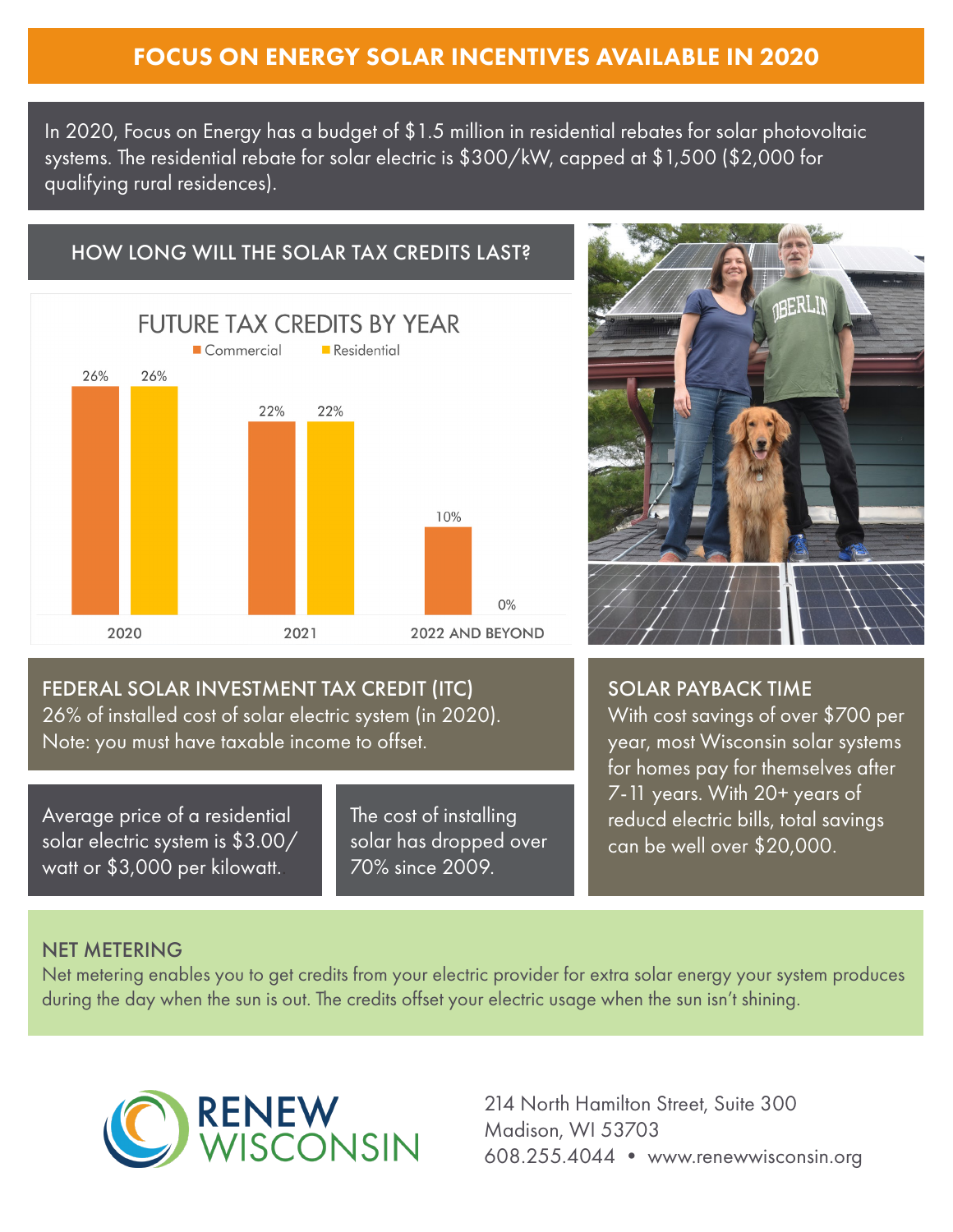# FOCUS ON ENERGY SOLAR INCENTIVES AVAILABLE IN 2020

In 2020, Focus on Energy has a budget of $1.5 million in residential rebates for solar photovoltaic systems. The residential rebate for solar electric is $300/kW, capped at $1,500 ($2,000 for qualifying rural residences).

## HOW LONG WILL THE SOLAR TAX CREDITS LAST?

FUTURE TAX CREDITS BY YEAR

Commercial
Residential

2020: 26% 26%
2021: 22% 22%
2022 AND BEYOND: 10% 0%

## FEDERAL SOLAR INVESTMENT TAX CREDIT (ITC)

26% of installed cost of solar electric system (in 2020). Note: you must have taxable income to offset.

Average price of a residential solar electric system is $3.00/watt or $3,000 per kilowatt.

The cost of installing solar has dropped over 70% since 2009.

## SOLAR PAYBACK TIME

With cost savings of over $700 per year, most Wisconsin solar systems for homes pay for themselves after 7-11 years. With 20+ years of reducd electric bills, total savings can be well over $20,000.

## NET METERING

Net metering enables you to get credits from your electric provider for extra solar energy your system produces during the day when the sun is out. The credits offset your electric usage when the sun isn't shining.

RENEW WISCONSIN

214 North Hamilton Street, Suite 300
Madison, WI 53703
608.255.4044 • www.renewwisconsin.org